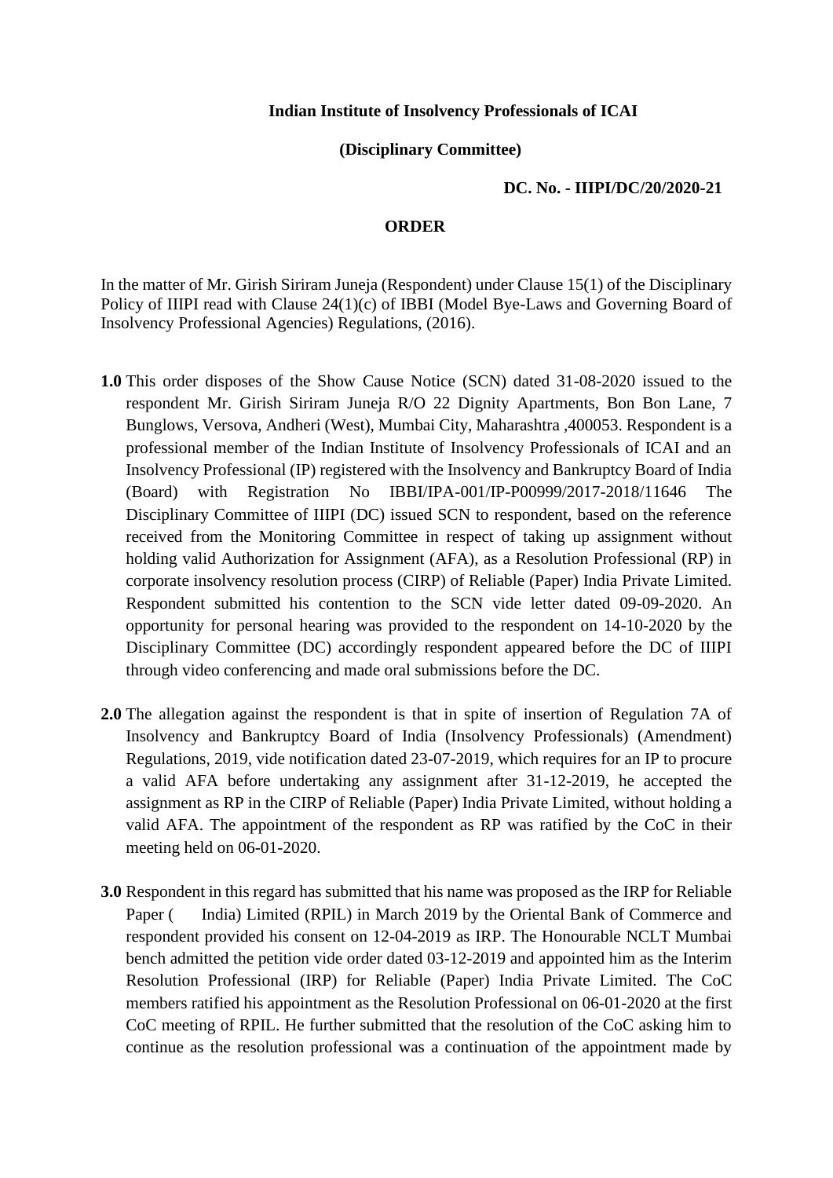**Indian Institute of Insolvency Professionals of ICAI**

**(Disciplinary Committee)**

**DC. No. - IIIPI/DC/20/2020-21**

**ORDER**

In the matter of Mr. Girish Siriram Juneja (Respondent) under Clause 15(1) of the Disciplinary Policy of IIIPI read with Clause 24(1)(c) of IBBI (Model Bye-Laws and Governing Board of Insolvency Professional Agencies) Regulations, (2016).

**1.0** This order disposes of the Show Cause Notice (SCN) dated 31-08-2020 issued to the respondent Mr. Girish Siriram Juneja R/O 22 Dignity Apartments, Bon Bon Lane, 7 Bunglows, Versova, Andheri (West), Mumbai City, Maharashtra ,400053. Respondent is a professional member of the Indian Institute of Insolvency Professionals of ICAI and an Insolvency Professional (IP) registered with the Insolvency and Bankruptcy Board of India (Board) with Registration No IBBI/IPA-001/IP-P00999/2017-2018/11646 The Disciplinary Committee of IIIPI (DC) issued SCN to respondent, based on the reference received from the Monitoring Committee in respect of taking up assignment without holding valid Authorization for Assignment (AFA), as a Resolution Professional (RP) in corporate insolvency resolution process (CIRP) of Reliable (Paper) India Private Limited. Respondent submitted his contention to the SCN vide letter dated 09-09-2020. An opportunity for personal hearing was provided to the respondent on 14-10-2020 by the Disciplinary Committee (DC) accordingly respondent appeared before the DC of IIIPI through video conferencing and made oral submissions before the DC.

**2.0** The allegation against the respondent is that in spite of insertion of Regulation 7A of Insolvency and Bankruptcy Board of India (Insolvency Professionals) (Amendment) Regulations, 2019, vide notification dated 23-07-2019, which requires for an IP to procure a valid AFA before undertaking any assignment after 31-12-2019, he accepted the assignment as RP in the CIRP of Reliable (Paper) India Private Limited, without holding a valid AFA. The appointment of the respondent as RP was ratified by the CoC in their meeting held on 06-01-2020.

**3.0** Respondent in this regard has submitted that his name was proposed as the IRP for Reliable Paper ( India) Limited (RPIL) in March 2019 by the Oriental Bank of Commerce and respondent provided his consent on 12-04-2019 as IRP. The Honourable NCLT Mumbai bench admitted the petition vide order dated 03-12-2019 and appointed him as the Interim Resolution Professional (IRP) for Reliable (Paper) India Private Limited. The CoC members ratified his appointment as the Resolution Professional on 06-01-2020 at the first CoC meeting of RPIL. He further submitted that the resolution of the CoC asking him to continue as the resolution professional was a continuation of the appointment made by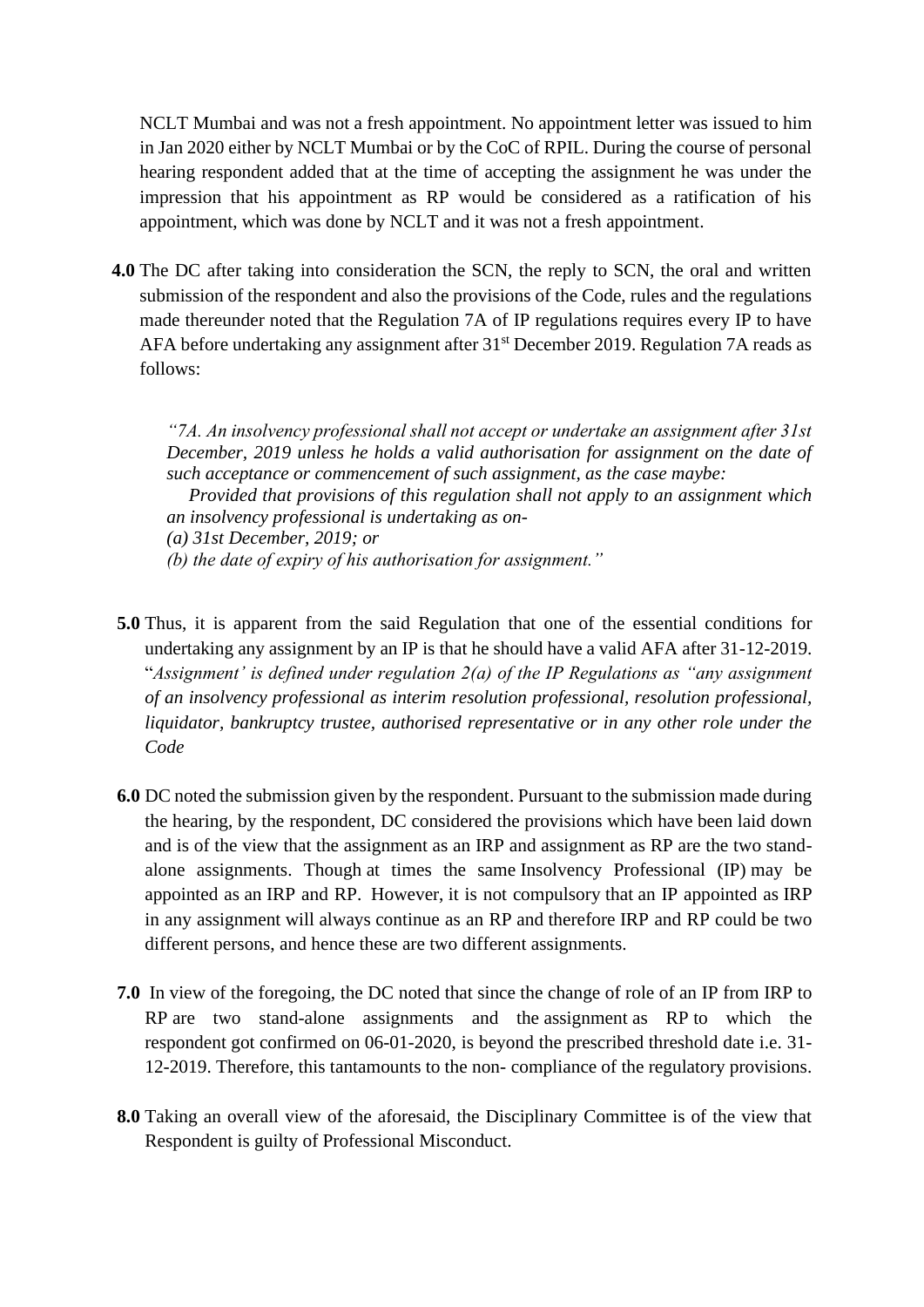NCLT Mumbai and was not a fresh appointment. No appointment letter was issued to him in Jan 2020 either by NCLT Mumbai or by the CoC of RPIL. During the course of personal hearing respondent added that at the time of accepting the assignment he was under the impression that his appointment as RP would be considered as a ratification of his appointment, which was done by NCLT and it was not a fresh appointment.

**4.0** The DC after taking into consideration the SCN, the reply to SCN, the oral and written submission of the respondent and also the provisions of the Code, rules and the regulations made thereunder noted that the Regulation 7A of IP regulations requires every IP to have AFA before undertaking any assignment after 31st December 2019. Regulation 7A reads as follows:

> *"7A. An insolvency professional shall not accept or undertake an assignment after 31st December, 2019 unless he holds a valid authorisation for assignment on the date of such acceptance or commencement of such assignment, as the case maybe:*
>
> *Provided that provisions of this regulation shall not apply to an assignment which an insolvency professional is undertaking as on-*
>
> *(a) 31st December, 2019; or*
>
> *(b) the date of expiry of his authorisation for assignment."*

**5.0** Thus, it is apparent from the said Regulation that one of the essential conditions for undertaking any assignment by an IP is that he should have a valid AFA after 31-12-2019. "*Assignment' is defined under regulation 2(a) of the IP Regulations as "any assignment of an insolvency professional as interim resolution professional, resolution professional, liquidator, bankruptcy trustee, authorised representative or in any other role under the Code*

**6.0** DC noted the submission given by the respondent. Pursuant to the submission made during the hearing, by the respondent, DC considered the provisions which have been laid down and is of the view that the assignment as an IRP and assignment as RP are the two stand-alone assignments. Though at times the same Insolvency Professional (IP) may be appointed as an IRP and RP. However, it is not compulsory that an IP appointed as IRP in any assignment will always continue as an RP and therefore IRP and RP could be two different persons, and hence these are two different assignments.

**7.0** In view of the foregoing, the DC noted that since the change of role of an IP from IRP to RP are two stand-alone assignments and the assignment as RP to which the respondent got confirmed on 06-01-2020, is beyond the prescribed threshold date i.e. 31-12-2019. Therefore, this tantamounts to the non- compliance of the regulatory provisions.

**8.0** Taking an overall view of the aforesaid, the Disciplinary Committee is of the view that Respondent is guilty of Professional Misconduct.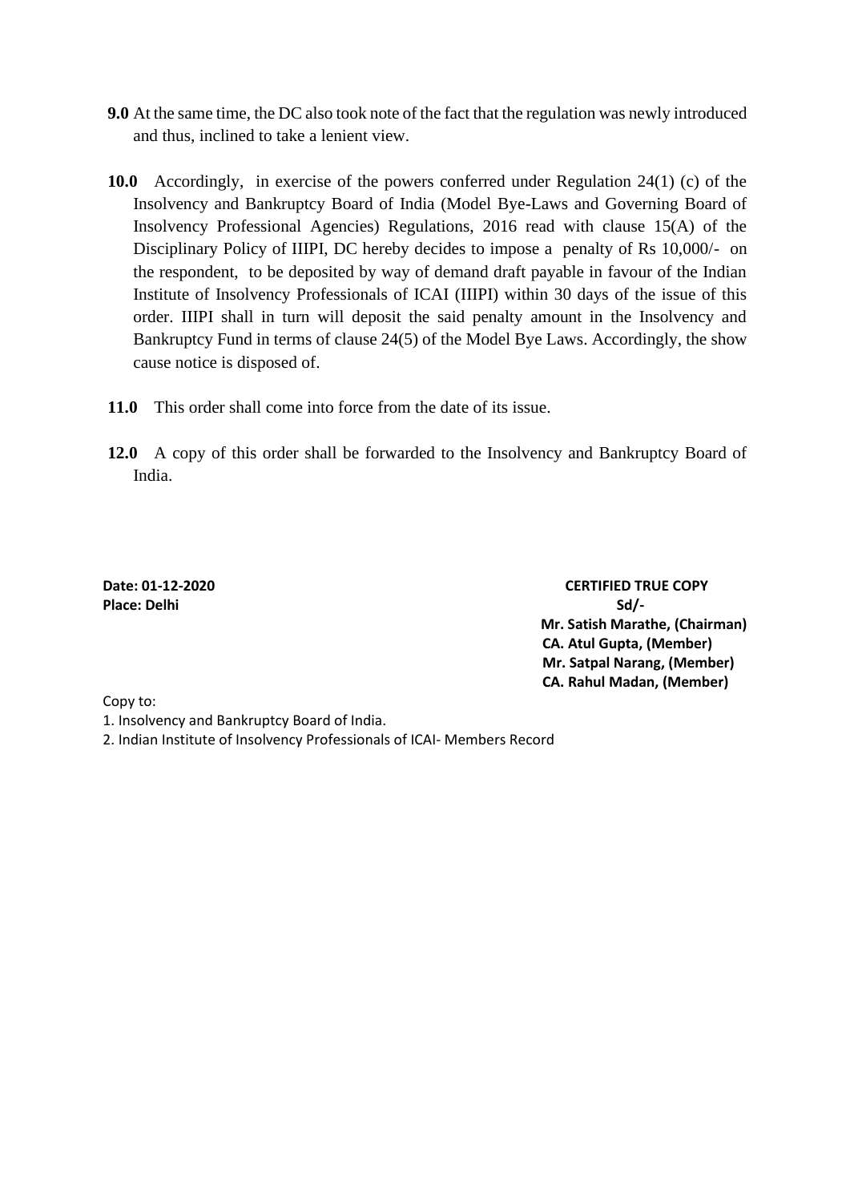**9.0** At the same time, the DC also took note of the fact that the regulation was newly introduced and thus, inclined to take a lenient view.

**10.0** Accordingly, in exercise of the powers conferred under Regulation 24(1) (c) of the Insolvency and Bankruptcy Board of India (Model Bye-Laws and Governing Board of Insolvency Professional Agencies) Regulations, 2016 read with clause 15(A) of the Disciplinary Policy of IIIPI, DC hereby decides to impose a penalty of Rs 10,000/- on the respondent, to be deposited by way of demand draft payable in favour of the Indian Institute of Insolvency Professionals of ICAI (IIIPI) within 30 days of the issue of this order. IIIPI shall in turn will deposit the said penalty amount in the Insolvency and Bankruptcy Fund in terms of clause 24(5) of the Model Bye Laws. Accordingly, the show cause notice is disposed of.

**11.0** This order shall come into force from the date of its issue.

**12.0** A copy of this order shall be forwarded to the Insolvency and Bankruptcy Board of India.

**Date: 01-12-2020**
**Place: Delhi**

**CERTIFIED TRUE COPY**
**Sd/-**
**Mr. Satish Marathe, (Chairman)**
**CA. Atul Gupta, (Member)**
**Mr. Satpal Narang, (Member)**
**CA. Rahul Madan, (Member)**

Copy to:

1. Insolvency and Bankruptcy Board of India.
2. Indian Institute of Insolvency Professionals of ICAI- Members Record